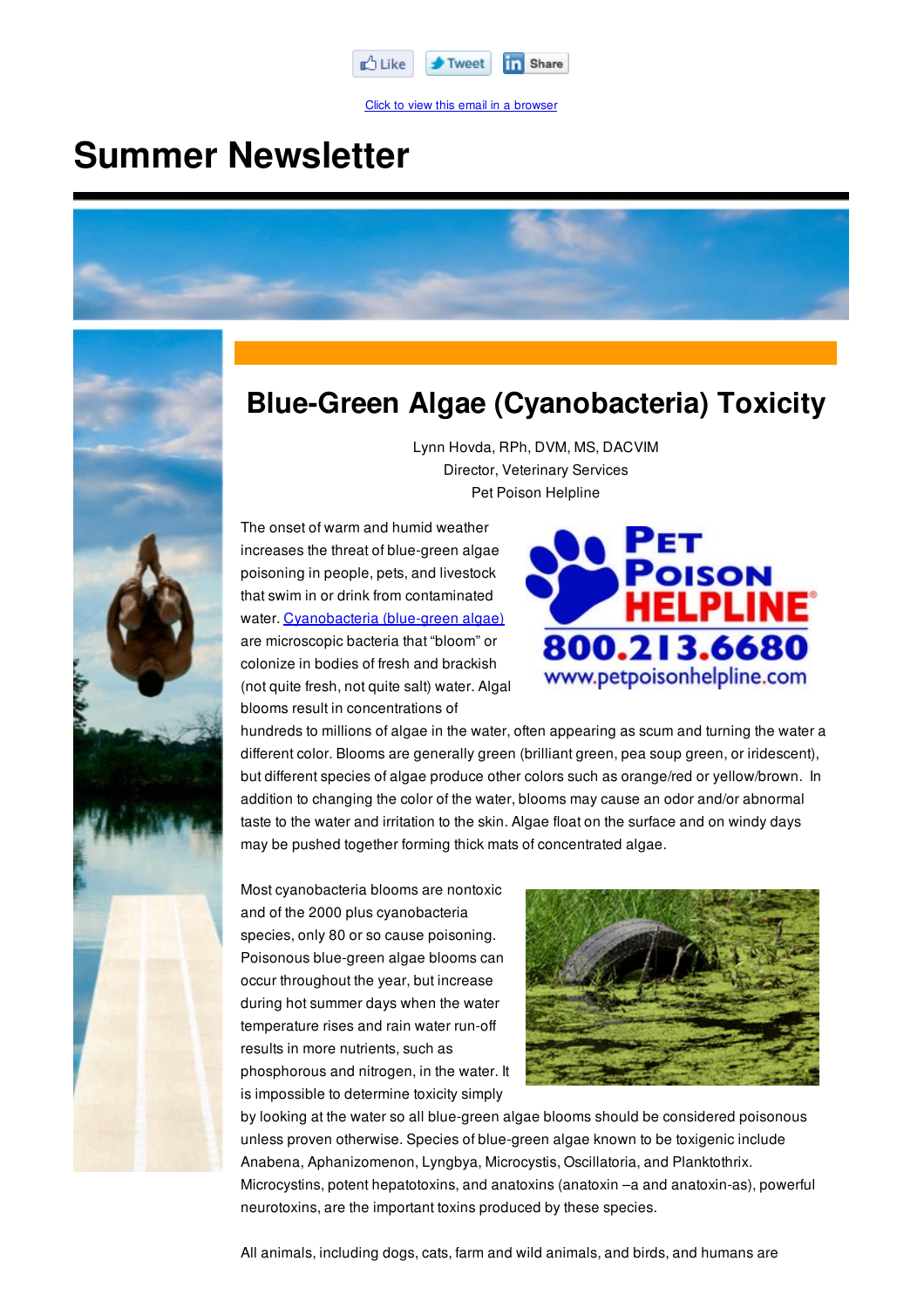Like Tweet Share

Click to view this email in a browser

# Summer Newsletter

## Blue-Green Algae (Cyanobacteria) Toxicity

Lynn Hovda, RPh, DVM, MS, DACVIM
Director, Veterinary Services
Pet Poison Helpline

The onset of warm and humid weather increases the threat of blue-green algae poisoning in people, pets, and livestock that swim in or drink from contaminated water. Cyanobacteria (blue-green algae) are microscopic bacteria that "bloom" or colonize in bodies of fresh and brackish (not quite fresh, not quite salt) water. Algal blooms result in concentrations of hundreds to millions of algae in the water, often appearing as scum and turning the water a different color. Blooms are generally green (brilliant green, pea soup green, or iridescent), but different species of algae produce other colors such as orange/red or yellow/brown. In addition to changing the color of the water, blooms may cause an odor and/or abnormal taste to the water and irritation to the skin. Algae float on the surface and on windy days may be pushed together forming thick mats of concentrated algae.

Most cyanobacteria blooms are nontoxic and of the 2000 plus cyanobacteria species, only 80 or so cause poisoning. Poisonous blue-green algae blooms can occur throughout the year, but increase during hot summer days when the water temperature rises and rain water run-off results in more nutrients, such as phosphorous and nitrogen, in the water. It is impossible to determine toxicity simply by looking at the water so all blue-green algae blooms should be considered poisonous unless proven otherwise. Species of blue-green algae known to be toxigenic include Anabena, Aphanizomenon, Lyngbya, Microcystis, Oscillatoria, and Planktothrix. Microcystins, potent hepatotoxins, and anatoxins (anatoxin –a and anatoxin-as), powerful neurotoxins, are the important toxins produced by these species.

All animals, including dogs, cats, farm and wild animals, and birds, and humans are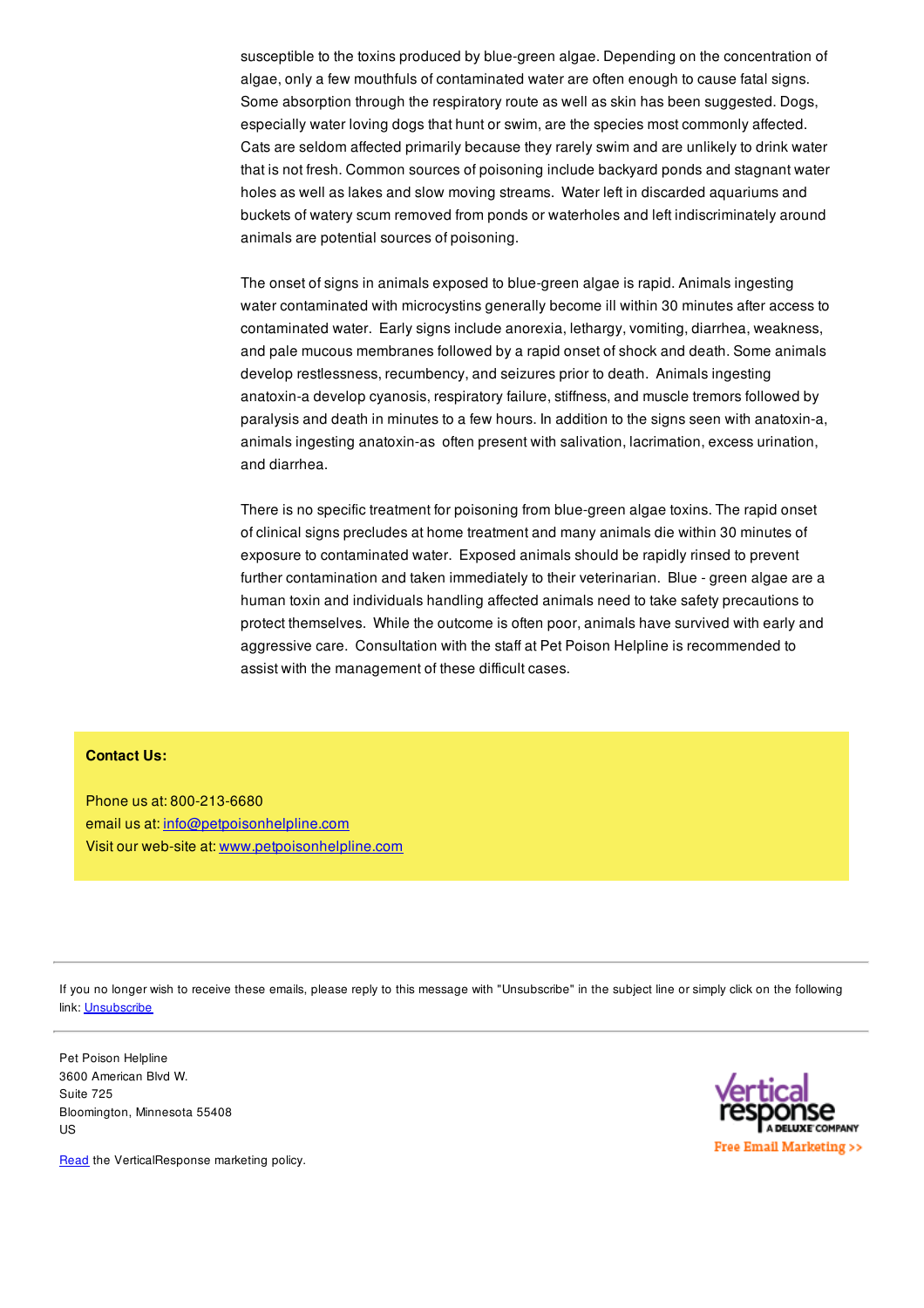susceptible to the toxins produced by blue-green algae. Depending on the concentration of algae, only a few mouthfuls of contaminated water are often enough to cause fatal signs. Some absorption through the respiratory route as well as skin has been suggested. Dogs, especially water loving dogs that hunt or swim, are the species most commonly affected. Cats are seldom affected primarily because they rarely swim and are unlikely to drink water that is not fresh. Common sources of poisoning include backyard ponds and stagnant water holes as well as lakes and slow moving streams. Water left in discarded aquariums and buckets of watery scum removed from ponds or waterholes and left indiscriminately around animals are potential sources of poisoning.

The onset of signs in animals exposed to blue-green algae is rapid. Animals ingesting water contaminated with microcystins generally become ill within 30 minutes after access to contaminated water. Early signs include anorexia, lethargy, vomiting, diarrhea, weakness, and pale mucous membranes followed by a rapid onset of shock and death. Some animals develop restlessness, recumbency, and seizures prior to death. Animals ingesting anatoxin-a develop cyanosis, respiratory failure, stiffness, and muscle tremors followed by paralysis and death in minutes to a few hours. In addition to the signs seen with anatoxin-a, animals ingesting anatoxin-as often present with salivation, lacrimation, excess urination, and diarrhea.

There is no specific treatment for poisoning from blue-green algae toxins. The rapid onset of clinical signs precludes at home treatment and many animals die within 30 minutes of exposure to contaminated water. Exposed animals should be rapidly rinsed to prevent further contamination and taken immediately to their veterinarian. Blue - green algae are a human toxin and individuals handling affected animals need to take safety precautions to protect themselves. While the outcome is often poor, animals have survived with early and aggressive care. Consultation with the staff at Pet Poison Helpline is recommended to assist with the management of these difficult cases.

**Contact Us:**

Phone us at: 800-213-6680
email us at: info@petpoisonhelpline.com
Visit our web-site at: www.petpoisonhelpline.com

---

If you no longer wish to receive these emails, please reply to this message with "Unsubscribe" in the subject line or simply click on the following link: Unsubscribe

---

Pet Poison Helpline
3600 American Blvd W.
Suite 725
Bloomington, Minnesota 55408
US

Read the VerticalResponse marketing policy.

Vertical response A DELUXE COMPANY
Free Email Marketing >>